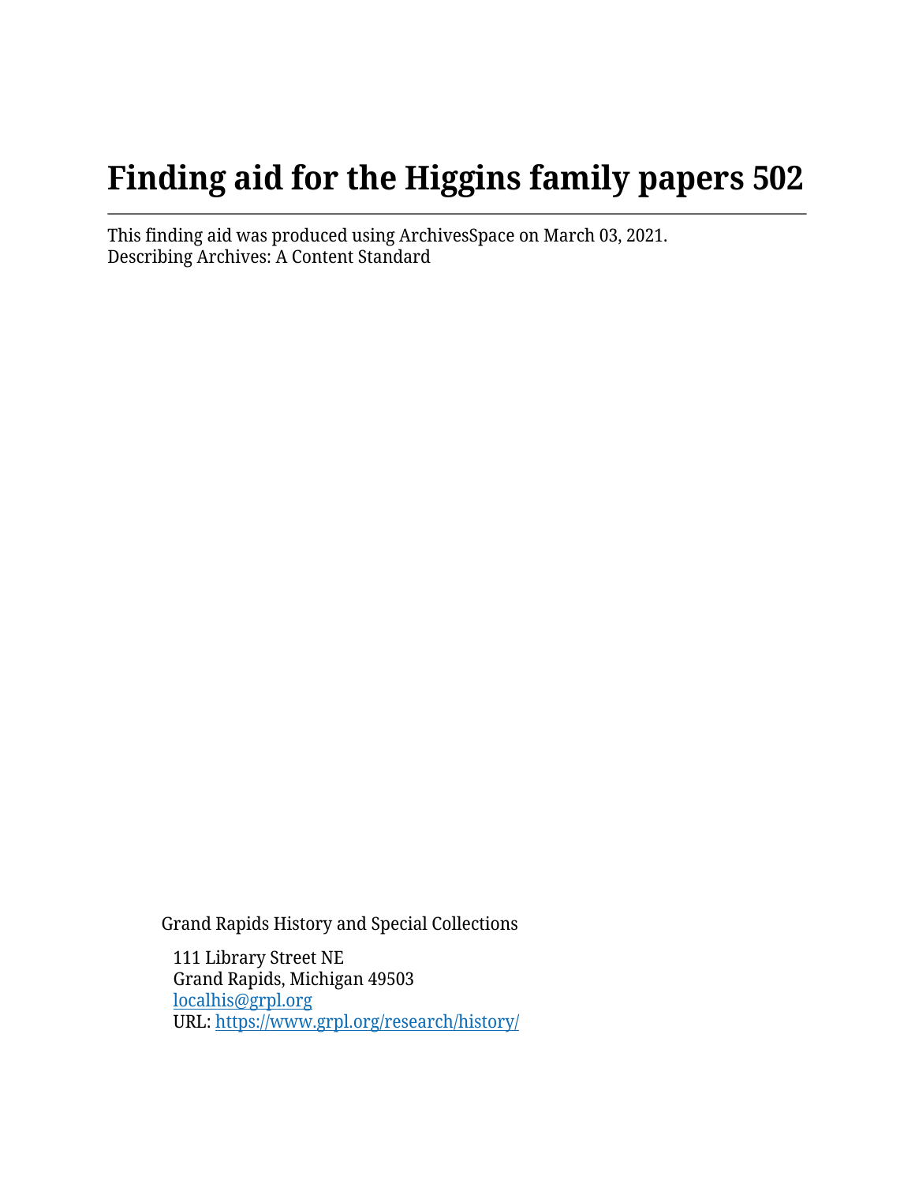# Finding aid for the Higgins family papers 502

This finding aid was produced using ArchivesSpace on March 03, 2021.
Describing Archives: A Content Standard

Grand Rapids History and Special Collections

111 Library Street NE
Grand Rapids, Michigan 49503
[localhis@grpl.org](mailto:localhis@grpl.org)
URL: [https://www.grpl.org/research/history/](https://www.grpl.org/research/history/)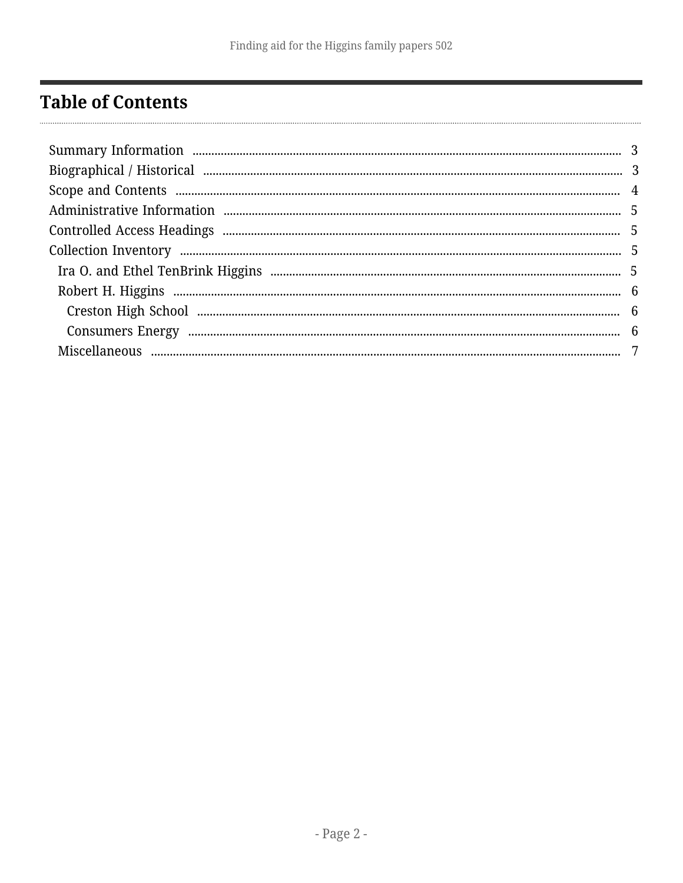## Table of Contents

- Summary Information ........ 3
- Biographical / Historical ........ 3
- Scope and Contents ........ 4
- Administrative Information ........ 5
- Controlled Access Headings ........ 5
- Collection Inventory ........ 5
  - Ira O. and Ethel TenBrink Higgins ........ 5
  - Robert H. Higgins ........ 6
    - Creston High School ........ 6
    - Consumers Energy ........ 6
  - Miscellaneous ........ 7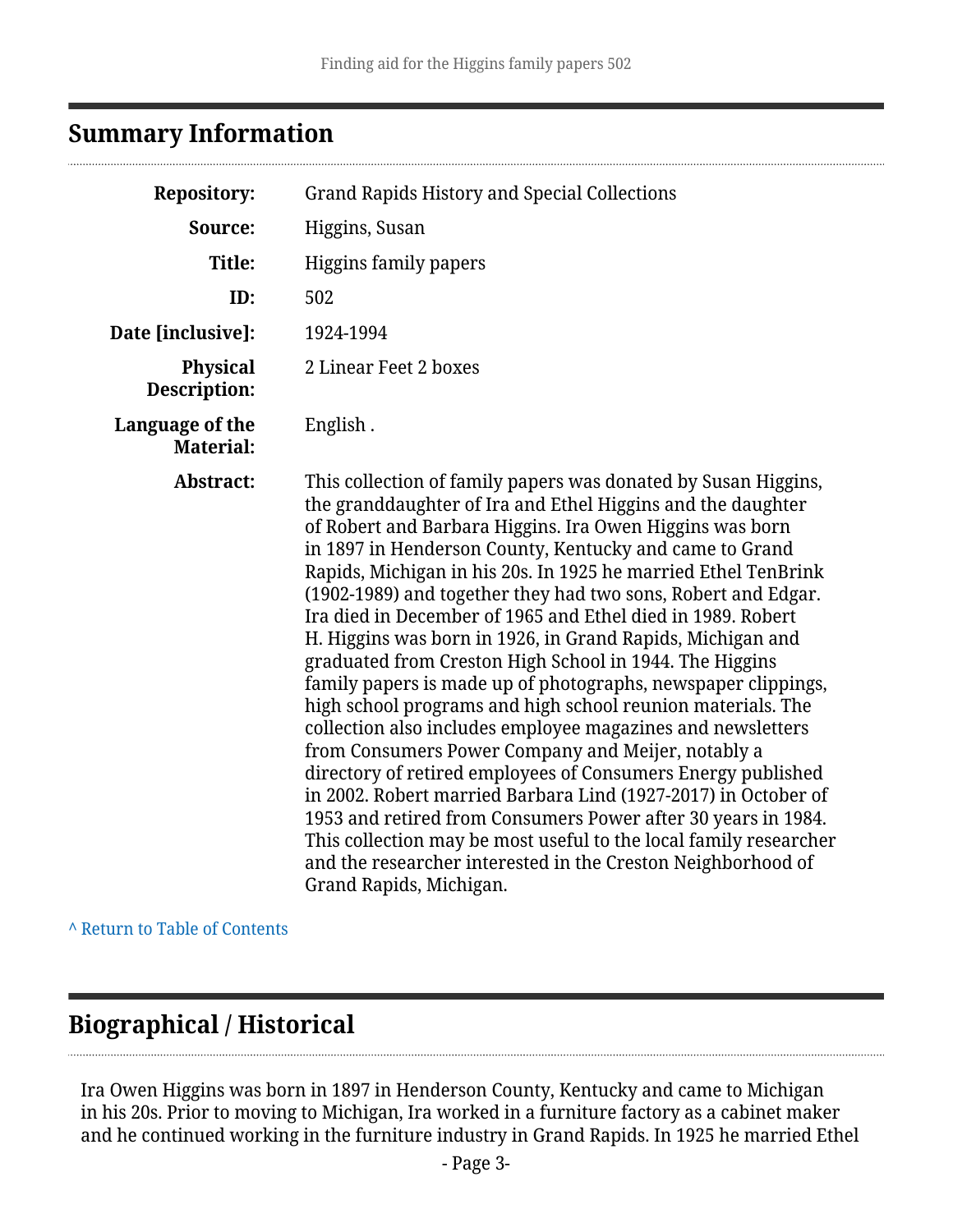## Summary Information

| | |
|---|---|
| **Repository:** | Grand Rapids History and Special Collections |
| **Source:** | Higgins, Susan |
| **Title:** | Higgins family papers |
| **ID:** | 502 |
| **Date [inclusive]:** | 1924-1994 |
| **Physical Description:** | 2 Linear Feet 2 boxes |
| **Language of the Material:** | English . |
| **Abstract:** | This collection of family papers was donated by Susan Higgins, the granddaughter of Ira and Ethel Higgins and the daughter of Robert and Barbara Higgins. Ira Owen Higgins was born in 1897 in Henderson County, Kentucky and came to Grand Rapids, Michigan in his 20s. In 1925 he married Ethel TenBrink (1902-1989) and together they had two sons, Robert and Edgar. Ira died in December of 1965 and Ethel died in 1989. Robert H. Higgins was born in 1926, in Grand Rapids, Michigan and graduated from Creston High School in 1944. The Higgins family papers is made up of photographs, newspaper clippings, high school programs and high school reunion materials. The collection also includes employee magazines and newsletters from Consumers Power Company and Meijer, notably a directory of retired employees of Consumers Energy published in 2002. Robert married Barbara Lind (1927-2017) in October of 1953 and retired from Consumers Power after 30 years in 1984. This collection may be most useful to the local family researcher and the researcher interested in the Creston Neighborhood of Grand Rapids, Michigan. |

^ Return to Table of Contents

## Biographical / Historical

Ira Owen Higgins was born in 1897 in Henderson County, Kentucky and came to Michigan in his 20s. Prior to moving to Michigan, Ira worked in a furniture factory as a cabinet maker and he continued working in the furniture industry in Grand Rapids. In 1925 he married Ethel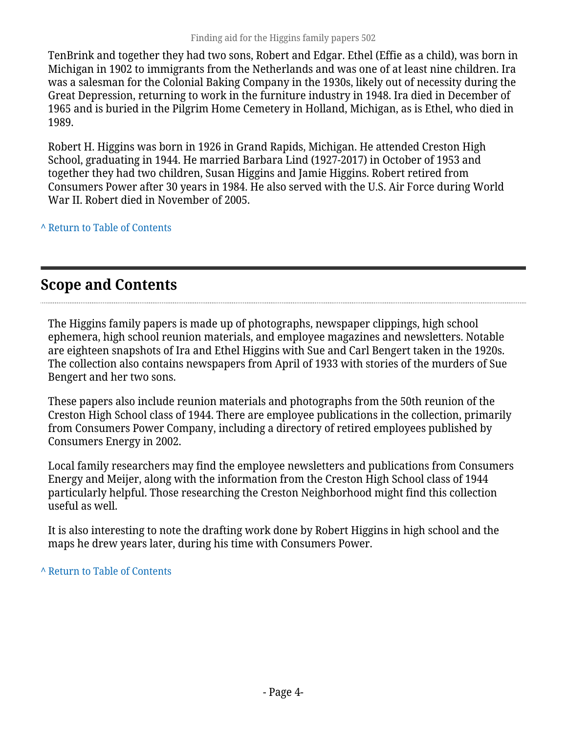TenBrink and together they had two sons, Robert and Edgar. Ethel (Effie as a child), was born in Michigan in 1902 to immigrants from the Netherlands and was one of at least nine children. Ira was a salesman for the Colonial Baking Company in the 1930s, likely out of necessity during the Great Depression, returning to work in the furniture industry in 1948. Ira died in December of 1965 and is buried in the Pilgrim Home Cemetery in Holland, Michigan, as is Ethel, who died in 1989.

Robert H. Higgins was born in 1926 in Grand Rapids, Michigan. He attended Creston High School, graduating in 1944. He married Barbara Lind (1927-2017) in October of 1953 and together they had two children, Susan Higgins and Jamie Higgins. Robert retired from Consumers Power after 30 years in 1984. He also served with the U.S. Air Force during World War II. Robert died in November of 2005.

^ Return to Table of Contents

## Scope and Contents

The Higgins family papers is made up of photographs, newspaper clippings, high school ephemera, high school reunion materials, and employee magazines and newsletters. Notable are eighteen snapshots of Ira and Ethel Higgins with Sue and Carl Bengert taken in the 1920s. The collection also contains newspapers from April of 1933 with stories of the murders of Sue Bengert and her two sons.

These papers also include reunion materials and photographs from the 50th reunion of the Creston High School class of 1944. There are employee publications in the collection, primarily from Consumers Power Company, including a directory of retired employees published by Consumers Energy in 2002.

Local family researchers may find the employee newsletters and publications from Consumers Energy and Meijer, along with the information from the Creston High School class of 1944 particularly helpful. Those researching the Creston Neighborhood might find this collection useful as well.

It is also interesting to note the drafting work done by Robert Higgins in high school and the maps he drew years later, during his time with Consumers Power.

^ Return to Table of Contents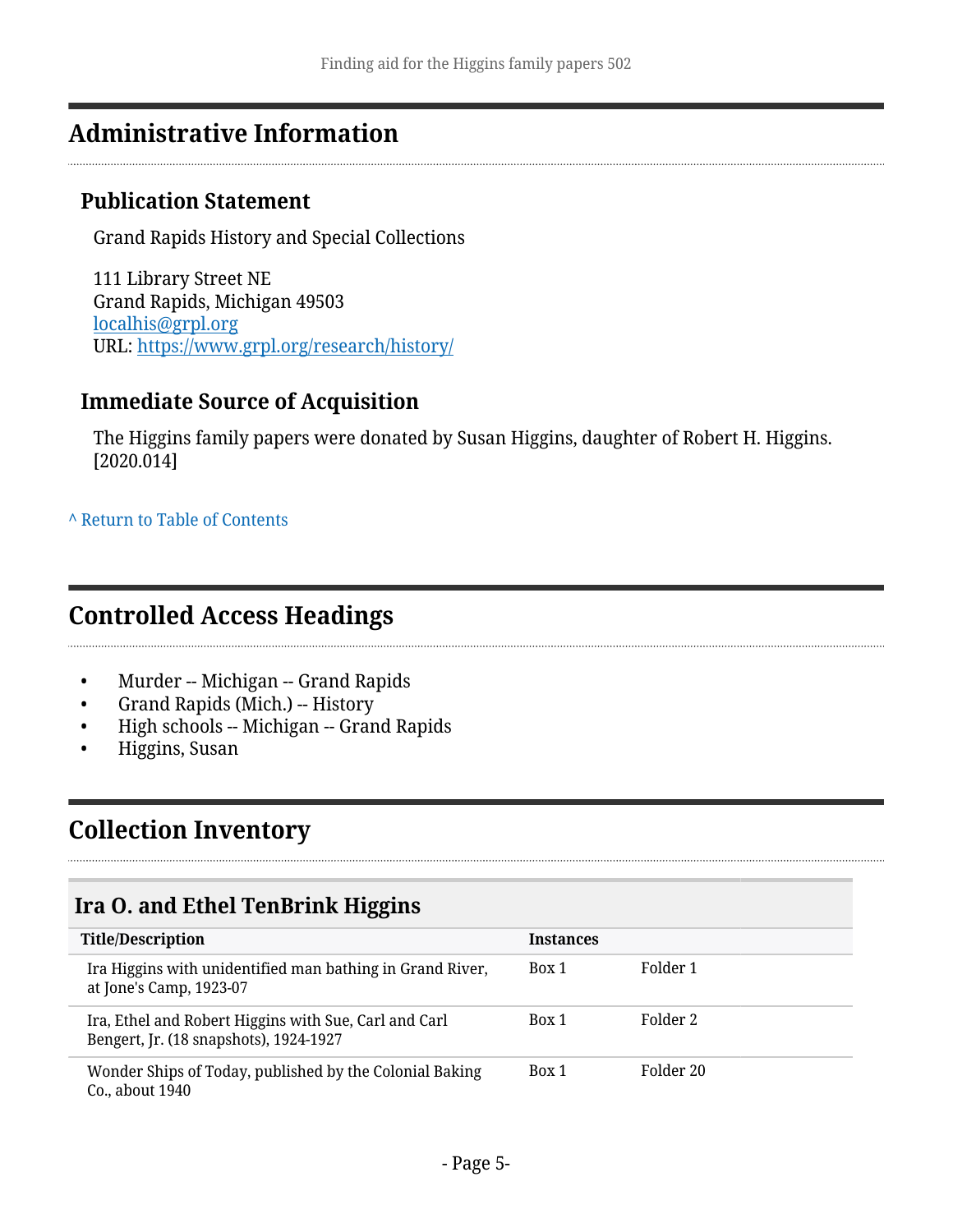## Administrative Information

### Publication Statement

Grand Rapids History and Special Collections

111 Library Street NE
Grand Rapids, Michigan 49503
localhis@grpl.org
URL: https://www.grpl.org/research/history/

### Immediate Source of Acquisition

The Higgins family papers were donated by Susan Higgins, daughter of Robert H. Higgins. [2020.014]

^ Return to Table of Contents

## Controlled Access Headings

- Murder -- Michigan -- Grand Rapids
- Grand Rapids (Mich.) -- History
- High schools -- Michigan -- Grand Rapids
- Higgins, Susan

## Collection Inventory

### Ira O. and Ethel TenBrink Higgins

| Title/Description | Instances | |
|---|---|---|
| Ira Higgins with unidentified man bathing in Grand River, at Jone's Camp, 1923-07 | Box 1 | Folder 1 |
| Ira, Ethel and Robert Higgins with Sue, Carl and Carl Bengert, Jr. (18 snapshots), 1924-1927 | Box 1 | Folder 2 |
| Wonder Ships of Today, published by the Colonial Baking Co., about 1940 | Box 1 | Folder 20 |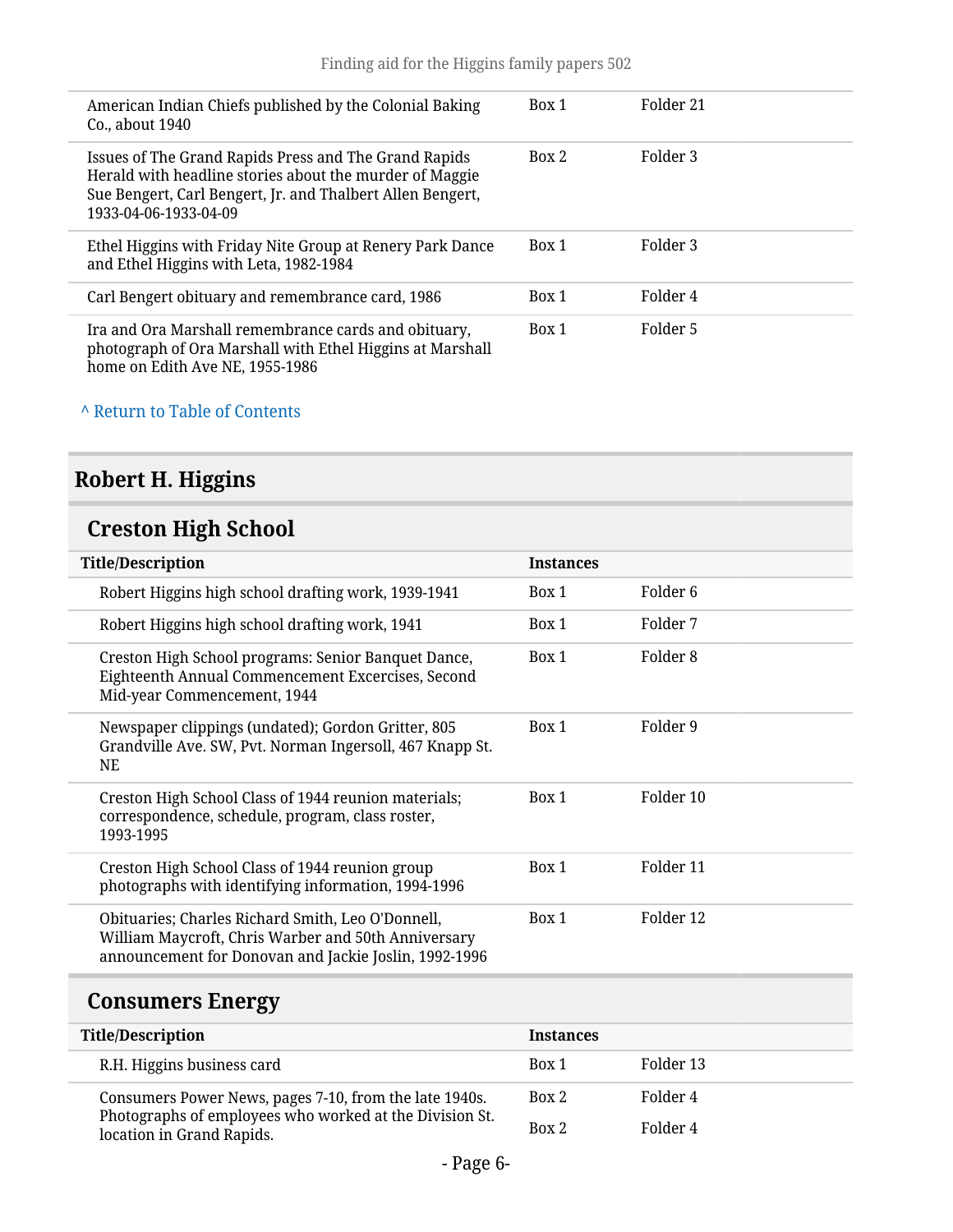| Title/Description | Instances | |
|---|---|---|
| American Indian Chiefs published by the Colonial Baking Co., about 1940 | Box 1 | Folder 21 |
| Issues of The Grand Rapids Press and The Grand Rapids Herald with headline stories about the murder of Maggie Sue Bengert, Carl Bengert, Jr. and Thalbert Allen Bengert, 1933-04-06-1933-04-09 | Box 2 | Folder 3 |
| Ethel Higgins with Friday Nite Group at Renery Park Dance and Ethel Higgins with Leta, 1982-1984 | Box 1 | Folder 3 |
| Carl Bengert obituary and remembrance card, 1986 | Box 1 | Folder 4 |
| Ira and Ora Marshall remembrance cards and obituary, photograph of Ora Marshall with Ethel Higgins at Marshall home on Edith Ave NE, 1955-1986 | Box 1 | Folder 5 |

^ Return to Table of Contents

## Robert H. Higgins

### Creston High School

| Title/Description | Instances | |
|---|---|---|
| Robert Higgins high school drafting work, 1939-1941 | Box 1 | Folder 6 |
| Robert Higgins high school drafting work, 1941 | Box 1 | Folder 7 |
| Creston High School programs: Senior Banquet Dance, Eighteenth Annual Commencement Excercises, Second Mid-year Commencement, 1944 | Box 1 | Folder 8 |
| Newspaper clippings (undated); Gordon Gritter, 805 Grandville Ave. SW, Pvt. Norman Ingersoll, 467 Knapp St. NE | Box 1 | Folder 9 |
| Creston High School Class of 1944 reunion materials; correspondence, schedule, program, class roster, 1993-1995 | Box 1 | Folder 10 |
| Creston High School Class of 1944 reunion group photographs with identifying information, 1994-1996 | Box 1 | Folder 11 |
| Obituaries; Charles Richard Smith, Leo O'Donnell, William Maycroft, Chris Warber and 50th Anniversary announcement for Donovan and Jackie Joslin, 1992-1996 | Box 1 | Folder 12 |

### Consumers Energy

| Title/Description | Instances | |
|---|---|---|
| R.H. Higgins business card | Box 1 | Folder 13 |
| Consumers Power News, pages 7-10, from the late 1940s. Photographs of employees who worked at the Division St. location in Grand Rapids. | Box 2 | Folder 4 |
| | Box 2 | Folder 4 |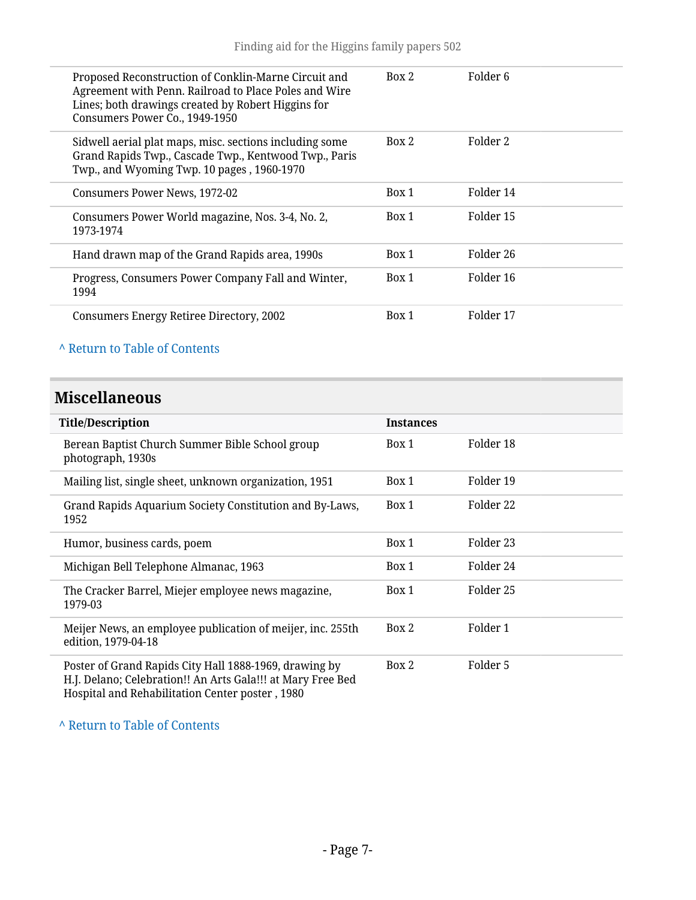| | | |
|---|---|---|
| Proposed Reconstruction of Conklin-Marne Circuit and Agreement with Penn. Railroad to Place Poles and Wire Lines; both drawings created by Robert Higgins for Consumers Power Co., 1949-1950 | Box 2 | Folder 6 |
| Sidwell aerial plat maps, misc. sections including some Grand Rapids Twp., Cascade Twp., Kentwood Twp., Paris Twp., and Wyoming Twp. 10 pages , 1960-1970 | Box 2 | Folder 2 |
| Consumers Power News, 1972-02 | Box 1 | Folder 14 |
| Consumers Power World magazine, Nos. 3-4, No. 2, 1973-1974 | Box 1 | Folder 15 |
| Hand drawn map of the Grand Rapids area, 1990s | Box 1 | Folder 26 |
| Progress, Consumers Power Company Fall and Winter, 1994 | Box 1 | Folder 16 |
| Consumers Energy Retiree Directory, 2002 | Box 1 | Folder 17 |

^ Return to Table of Contents

## Miscellaneous

| Title/Description | Instances | |
|---|---|---|
| Berean Baptist Church Summer Bible School group photograph, 1930s | Box 1 | Folder 18 |
| Mailing list, single sheet, unknown organization, 1951 | Box 1 | Folder 19 |
| Grand Rapids Aquarium Society Constitution and By-Laws, 1952 | Box 1 | Folder 22 |
| Humor, business cards, poem | Box 1 | Folder 23 |
| Michigan Bell Telephone Almanac, 1963 | Box 1 | Folder 24 |
| The Cracker Barrel, Miejer employee news magazine, 1979-03 | Box 1 | Folder 25 |
| Meijer News, an employee publication of meijer, inc. 255th edition, 1979-04-18 | Box 2 | Folder 1 |
| Poster of Grand Rapids City Hall 1888-1969, drawing by H.J. Delano; Celebration!! An Arts Gala!!! at Mary Free Bed Hospital and Rehabilitation Center poster , 1980 | Box 2 | Folder 5 |

^ Return to Table of Contents